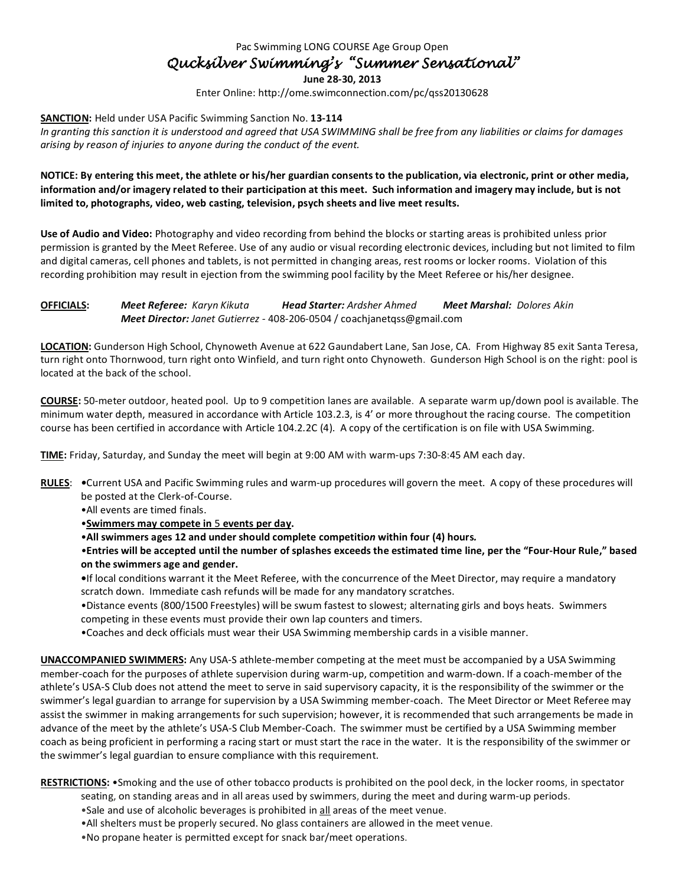Pac Swimming LONG COURSE Age Group Open

# *Qucksilver Swimming's "Summer Sensational"*

**June 28-30, 2013**

Enter Online: http://ome.swimconnection.com/pc/qss20130628

**SANCTION:** Held under USA Pacific Swimming Sanction No. **13-114**
*In granting this sanction it is understood and agreed that USA SWIMMING shall be free from any liabilities or claims for damages arising by reason of injuries to anyone during the conduct of the event.*

**NOTICE: By entering this meet, the athlete or his/her guardian consents to the publication, via electronic, print or other media, information and/or imagery related to their participation at this meet. Such information and imagery may include, but is not limited to, photographs, video, web casting, television, psych sheets and live meet results.**

**Use of Audio and Video:** Photography and video recording from behind the blocks or starting areas is prohibited unless prior permission is granted by the Meet Referee. Use of any audio or visual recording electronic devices, including but not limited to film and digital cameras, cell phones and tablets, is not permitted in changing areas, rest rooms or locker rooms. Violation of this recording prohibition may result in ejection from the swimming pool facility by the Meet Referee or his/her designee.

**OFFICIALS:** ***Meet Referee:*** *Karyn Kikuta* ***Head Starter:*** *Ardsher Ahmed* ***Meet Marshal:*** *Dolores Akin*
***Meet Director:*** *Janet Gutierrez* - 408-206-0504 / coachjanetqss@gmail.com

**LOCATION:** Gunderson High School, Chynoweth Avenue at 622 Gaundabert Lane, San Jose, CA. From Highway 85 exit Santa Teresa, turn right onto Thornwood, turn right onto Winfield, and turn right onto Chynoweth. Gunderson High School is on the right: pool is located at the back of the school.

**COURSE:** 50-meter outdoor, heated pool. Up to 9 competition lanes are available. A separate warm up/down pool is available. The minimum water depth, measured in accordance with Article 103.2.3, is 4' or more throughout the racing course. The competition course has been certified in accordance with Article 104.2.2C (4). A copy of the certification is on file with USA Swimming.

**TIME:** Friday, Saturday, and Sunday the meet will begin at 9:00 AM with warm-ups 7:30-8:45 AM each day.

**RULES:**
- Current USA and Pacific Swimming rules and warm-up procedures will govern the meet. A copy of these procedures will be posted at the Clerk-of-Course.
- All events are timed finals.
- **Swimmers may compete in 5 events per day.**
- **All swimmers ages 12 and under should complete competition within four (4) hours.**
- **Entries will be accepted until the number of splashes exceeds the estimated time line, per the "Four-Hour Rule," based on the swimmers age and gender.**
- If local conditions warrant it the Meet Referee, with the concurrence of the Meet Director, may require a mandatory scratch down. Immediate cash refunds will be made for any mandatory scratches.
- Distance events (800/1500 Freestyles) will be swum fastest to slowest; alternating girls and boys heats. Swimmers competing in these events must provide their own lap counters and timers.
- Coaches and deck officials must wear their USA Swimming membership cards in a visible manner.

**UNACCOMPANIED SWIMMERS:** Any USA-S athlete-member competing at the meet must be accompanied by a USA Swimming member-coach for the purposes of athlete supervision during warm-up, competition and warm-down. If a coach-member of the athlete's USA-S Club does not attend the meet to serve in said supervisory capacity, it is the responsibility of the swimmer or the swimmer's legal guardian to arrange for supervision by a USA Swimming member-coach. The Meet Director or Meet Referee may assist the swimmer in making arrangements for such supervision; however, it is recommended that such arrangements be made in advance of the meet by the athlete's USA-S Club Member-Coach. The swimmer must be certified by a USA Swimming member coach as being proficient in performing a racing start or must start the race in the water. It is the responsibility of the swimmer or the swimmer's legal guardian to ensure compliance with this requirement.

**RESTRICTIONS:**
- Smoking and the use of other tobacco products is prohibited on the pool deck, in the locker rooms, in spectator seating, on standing areas and in all areas used by swimmers, during the meet and during warm-up periods.
- Sale and use of alcoholic beverages is prohibited in all areas of the meet venue.
- All shelters must be properly secured. No glass containers are allowed in the meet venue.
- No propane heater is permitted except for snack bar/meet operations.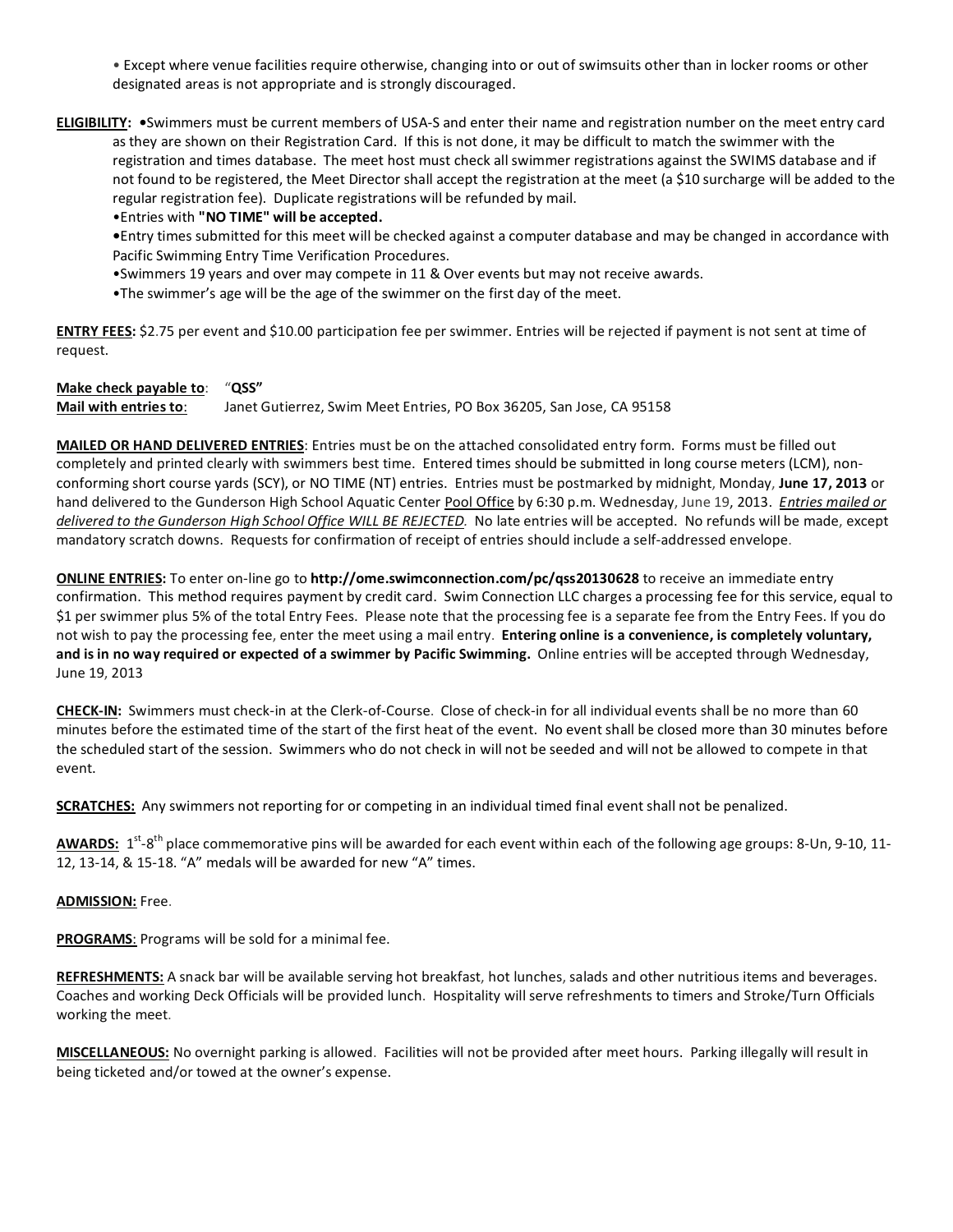• Except where venue facilities require otherwise, changing into or out of swimsuits other than in locker rooms or other designated areas is not appropriate and is strongly discouraged.

**ELIGIBILITY:** •Swimmers must be current members of USA-S and enter their name and registration number on the meet entry card as they are shown on their Registration Card. If this is not done, it may be difficult to match the swimmer with the registration and times database. The meet host must check all swimmer registrations against the SWIMS database and if not found to be registered, the Meet Director shall accept the registration at the meet (a $10 surcharge will be added to the regular registration fee). Duplicate registrations will be refunded by mail.

•Entries with **"NO TIME" will be accepted.**

•Entry times submitted for this meet will be checked against a computer database and may be changed in accordance with Pacific Swimming Entry Time Verification Procedures.

•Swimmers 19 years and over may compete in 11 & Over events but may not receive awards.

•The swimmer's age will be the age of the swimmer on the first day of the meet.

**ENTRY FEES:** $2.75 per event and $10.00 participation fee per swimmer. Entries will be rejected if payment is not sent at time of request.

**Make check payable to**: "**QSS"**
**Mail with entries to**: Janet Gutierrez, Swim Meet Entries, PO Box 36205, San Jose, CA 95158

**MAILED OR HAND DELIVERED ENTRIES**: Entries must be on the attached consolidated entry form. Forms must be filled out completely and printed clearly with swimmers best time. Entered times should be submitted in long course meters (LCM), non-conforming short course yards (SCY), or NO TIME (NT) entries. Entries must be postmarked by midnight, Monday, **June 17, 2013** or hand delivered to the Gunderson High School Aquatic Center Pool Office by 6:30 p.m. Wednesday, June 19, 2013. *Entries mailed or delivered to the Gunderson High School Office WILL BE REJECTED.* No late entries will be accepted. No refunds will be made, except mandatory scratch downs. Requests for confirmation of receipt of entries should include a self-addressed envelope.

**ONLINE ENTRIES:** To enter on-line go to **http://ome.swimconnection.com/pc/qss20130628** to receive an immediate entry confirmation. This method requires payment by credit card. Swim Connection LLC charges a processing fee for this service, equal to $1 per swimmer plus 5% of the total Entry Fees. Please note that the processing fee is a separate fee from the Entry Fees. If you do not wish to pay the processing fee, enter the meet using a mail entry. **Entering online is a convenience, is completely voluntary, and is in no way required or expected of a swimmer by Pacific Swimming.** Online entries will be accepted through Wednesday, June 19, 2013

**CHECK-IN:** Swimmers must check-in at the Clerk-of-Course. Close of check-in for all individual events shall be no more than 60 minutes before the estimated time of the start of the first heat of the event. No event shall be closed more than 30 minutes before the scheduled start of the session. Swimmers who do not check in will not be seeded and will not be allowed to compete in that event.

**SCRATCHES:** Any swimmers not reporting for or competing in an individual timed final event shall not be penalized.

**AWARDS:** 1st-8th place commemorative pins will be awarded for each event within each of the following age groups: 8-Un, 9-10, 11-12, 13-14, & 15-18. "A" medals will be awarded for new "A" times.

**ADMISSION:** Free.

**PROGRAMS**: Programs will be sold for a minimal fee.

**REFRESHMENTS:** A snack bar will be available serving hot breakfast, hot lunches, salads and other nutritious items and beverages. Coaches and working Deck Officials will be provided lunch. Hospitality will serve refreshments to timers and Stroke/Turn Officials working the meet.

**MISCELLANEOUS:** No overnight parking is allowed. Facilities will not be provided after meet hours. Parking illegally will result in being ticketed and/or towed at the owner's expense.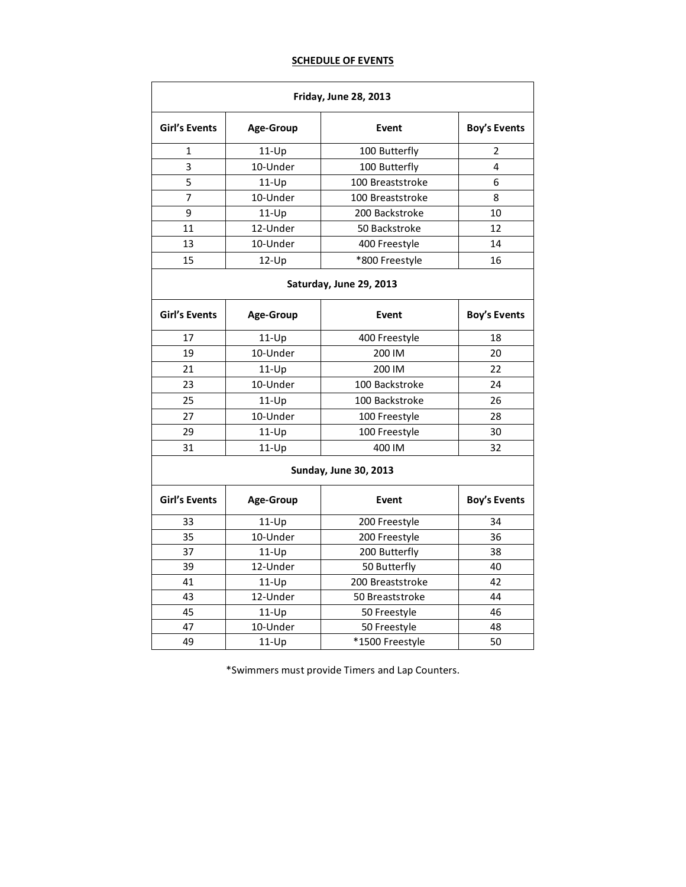## SCHEDULE OF EVENTS

| Girl's Events | Age-Group | Event | Boy's Events |
|---|---|---|---|
| **Friday, June 28, 2013** | | | |
| 1 | 11-Up | 100 Butterfly | 2 |
| 3 | 10-Under | 100 Butterfly | 4 |
| 5 | 11-Up | 100 Breaststroke | 6 |
| 7 | 10-Under | 100 Breaststroke | 8 |
| 9 | 11-Up | 200 Backstroke | 10 |
| 11 | 12-Under | 50 Backstroke | 12 |
| 13 | 10-Under | 400 Freestyle | 14 |
| 15 | 12-Up | *800 Freestyle | 16 |
| **Saturday, June 29, 2013** | | | |
| **Girl's Events** | **Age-Group** | **Event** | **Boy's Events** |
| 17 | 11-Up | 400 Freestyle | 18 |
| 19 | 10-Under | 200 IM | 20 |
| 21 | 11-Up | 200 IM | 22 |
| 23 | 10-Under | 100 Backstroke | 24 |
| 25 | 11-Up | 100 Backstroke | 26 |
| 27 | 10-Under | 100 Freestyle | 28 |
| 29 | 11-Up | 100 Freestyle | 30 |
| 31 | 11-Up | 400 IM | 32 |
| **Sunday, June 30, 2013** | | | |
| **Girl's Events** | **Age-Group** | **Event** | **Boy's Events** |
| 33 | 11-Up | 200 Freestyle | 34 |
| 35 | 10-Under | 200 Freestyle | 36 |
| 37 | 11-Up | 200 Butterfly | 38 |
| 39 | 12-Under | 50 Butterfly | 40 |
| 41 | 11-Up | 200 Breaststroke | 42 |
| 43 | 12-Under | 50 Breaststroke | 44 |
| 45 | 11-Up | 50 Freestyle | 46 |
| 47 | 10-Under | 50 Freestyle | 48 |
| 49 | 11-Up | *1500 Freestyle | 50 |

*Swimmers must provide Timers and Lap Counters.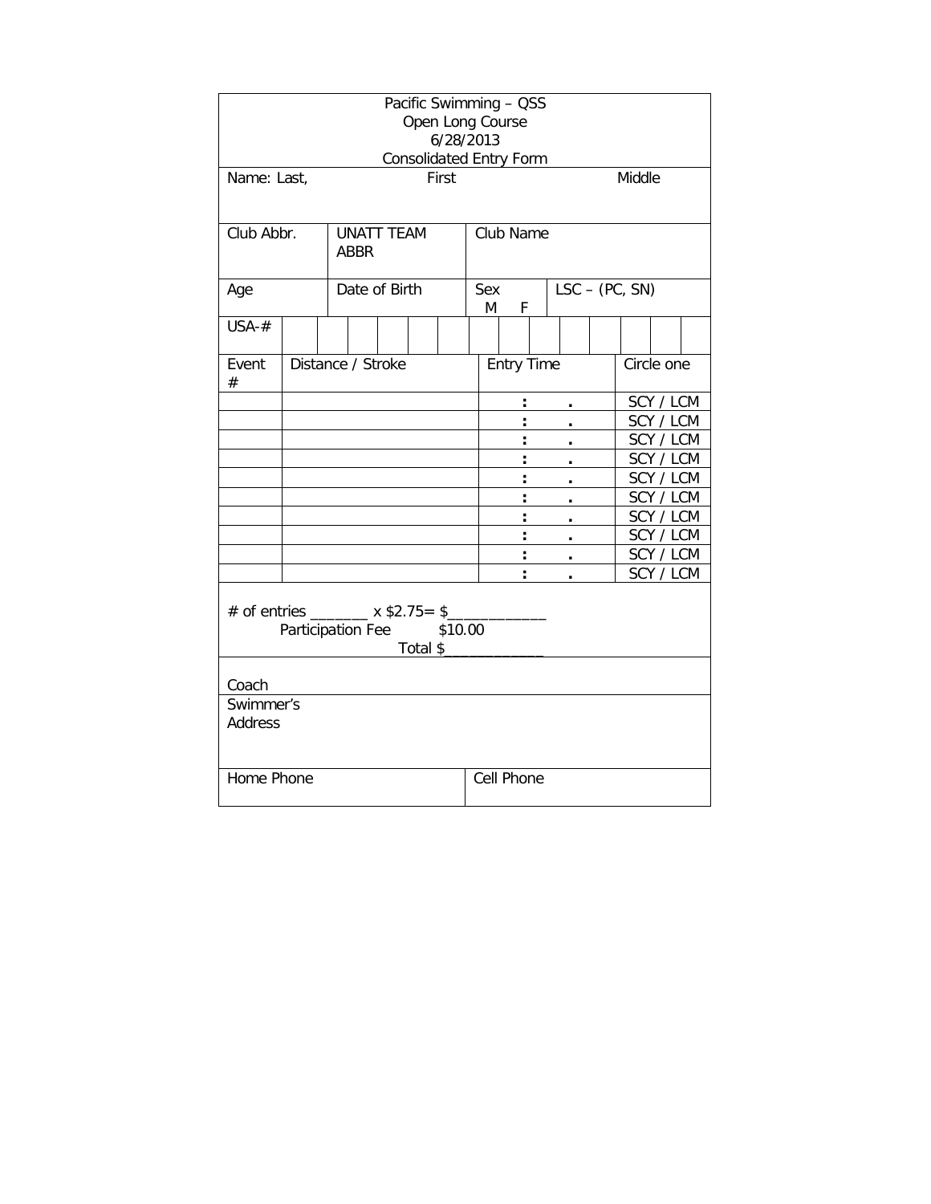Pacific Swimming – QSS
Open Long Course
6/28/2013
Consolidated Entry Form

| | | | |
|---|---|---|---|
| Name: Last, | First | | Middle |
| Club Abbr. | UNATT TEAM ABBR | Club Name | |
| Age | Date of Birth | Sex M F | LSC – (PC, SN) |
| USA-# | | | |

| Event # | Distance / Stroke | Entry Time | Circle one |
|---|---|---|---|
| | | : . | SCY / LCM |
| | | : . | SCY / LCM |
| | | : . | SCY / LCM |
| | | : . | SCY / LCM |
| | | : . | SCY / LCM |
| | | : . | SCY / LCM |
| | | : . | SCY / LCM |
| | | : . | SCY / LCM |
| | | : . | SCY / LCM |
| | | : . | SCY / LCM |

# of entries _______ x $2.75= $____________
Participation Fee $10.00
Total $____________

| | |
|---|---|
| Coach | |
| Swimmer's Address | |
| Home Phone | Cell Phone |